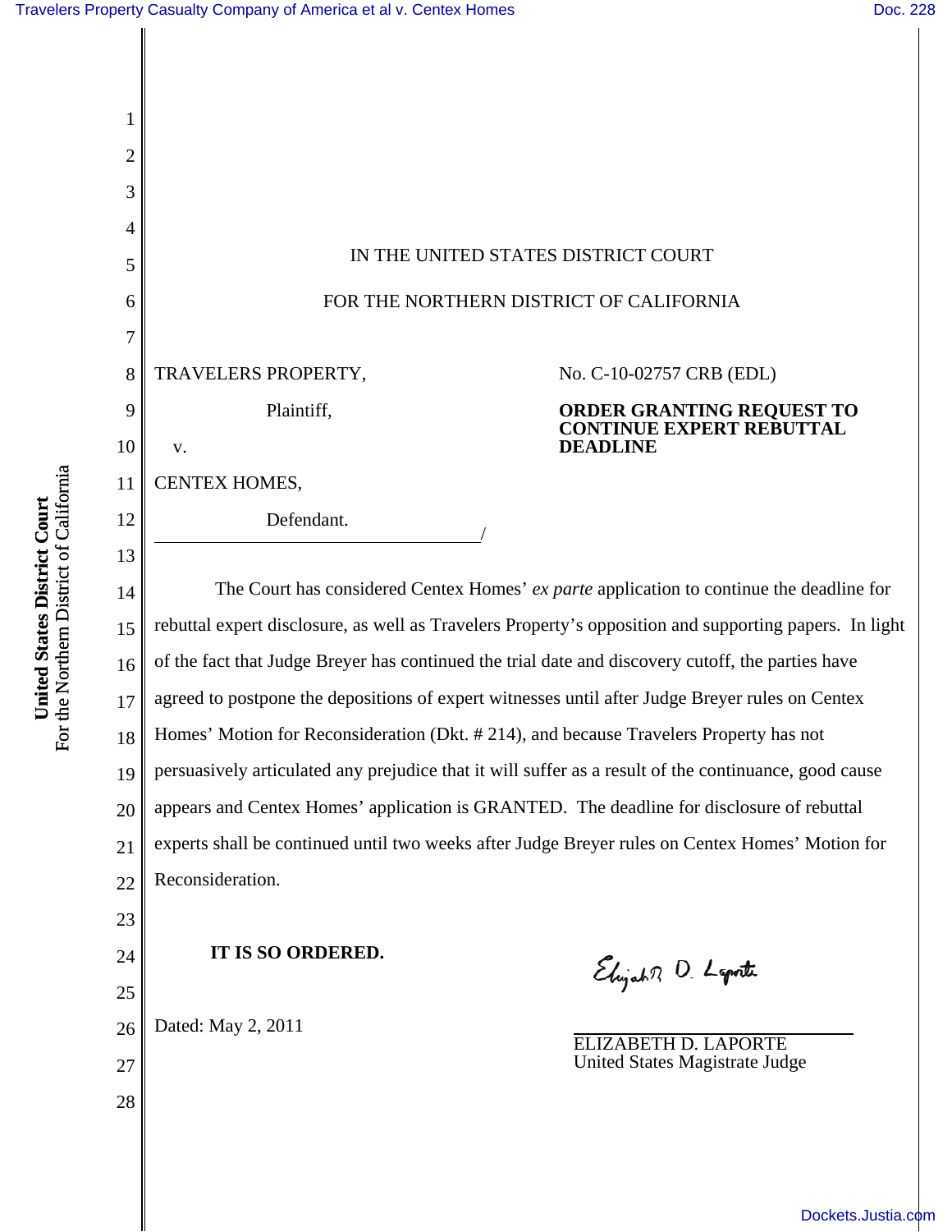IN THE UNITED STATES DISTRICT COURT

FOR THE NORTHERN DISTRICT OF CALIFORNIA

TRAVELERS PROPERTY,

Plaintiff,

v.

CENTEX HOMES,

Defendant.
/

No. C-10-02757 CRB (EDL)

**ORDER GRANTING REQUEST TO CONTINUE EXPERT REBUTTAL DEADLINE**

The Court has considered Centex Homes' *ex parte* application to continue the deadline for rebuttal expert disclosure, as well as Travelers Property's opposition and supporting papers. In light of the fact that Judge Breyer has continued the trial date and discovery cutoff, the parties have agreed to postpone the depositions of expert witnesses until after Judge Breyer rules on Centex Homes' Motion for Reconsideration (Dkt. # 214), and because Travelers Property has not persuasively articulated any prejudice that it will suffer as a result of the continuance, good cause appears and Centex Homes' application is GRANTED. The deadline for disclosure of rebuttal experts shall be continued until two weeks after Judge Breyer rules on Centex Homes' Motion for Reconsideration.

**IT IS SO ORDERED.**

Dated: May 2, 2011

ELIZABETH D. LAPORTE
United States Magistrate Judge